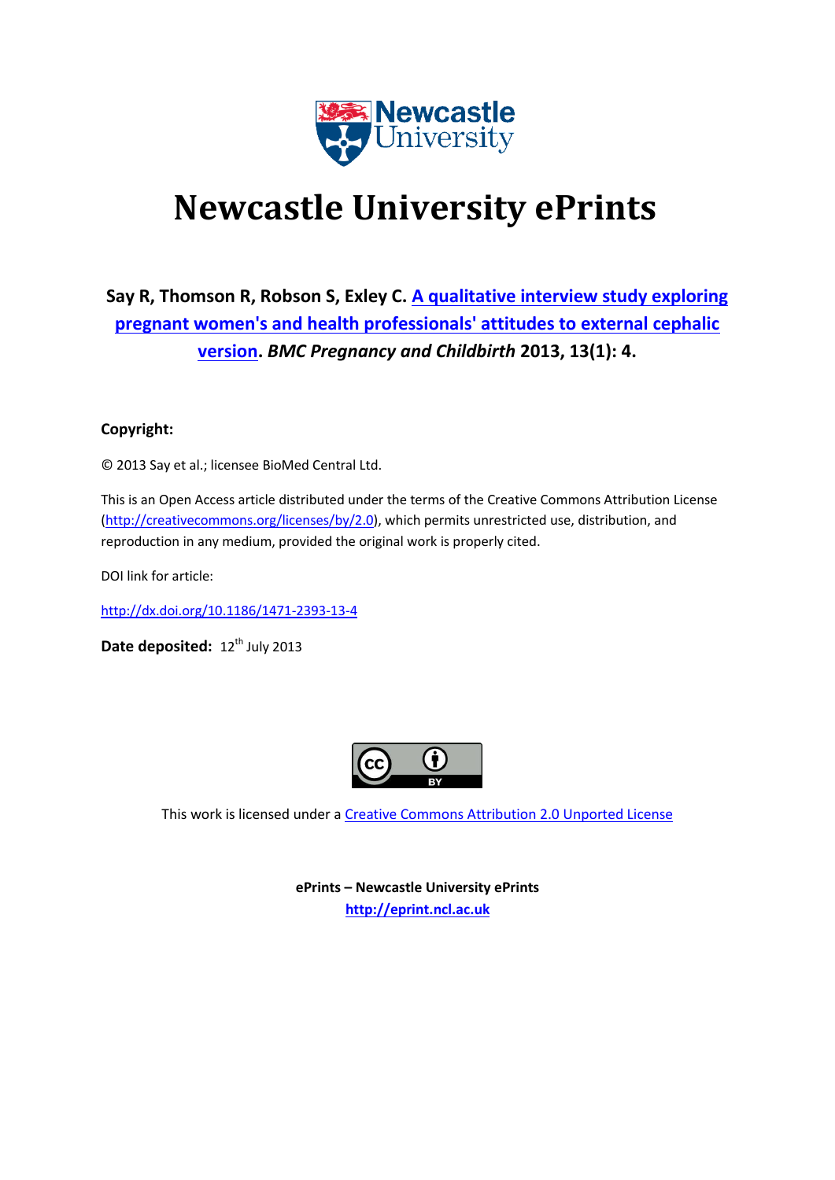# Newcastle University ePrints

**Say R, Thomson R, Robson S, Exley C. [A qualitative interview study exploring pregnant women's and health professionals' attitudes to external cephalic version](http://dx.doi.org/10.1186/1471-2393-13-4). *BMC Pregnancy and Childbirth* 2013, 13(1): 4.**

**Copyright:**

© 2013 Say et al.; licensee BioMed Central Ltd.

This is an Open Access article distributed under the terms of the Creative Commons Attribution License (http://creativecommons.org/licenses/by/2.0), which permits unrestricted use, distribution, and reproduction in any medium, provided the original work is properly cited.

DOI link for article:

http://dx.doi.org/10.1186/1471-2393-13-4

**Date deposited:** 12th July 2013

This work is licensed under a [Creative Commons Attribution 2.0 Unported License](http://creativecommons.org/licenses/by/2.0)

**ePrints – Newcastle University ePrints**
**http://eprint.ncl.ac.uk**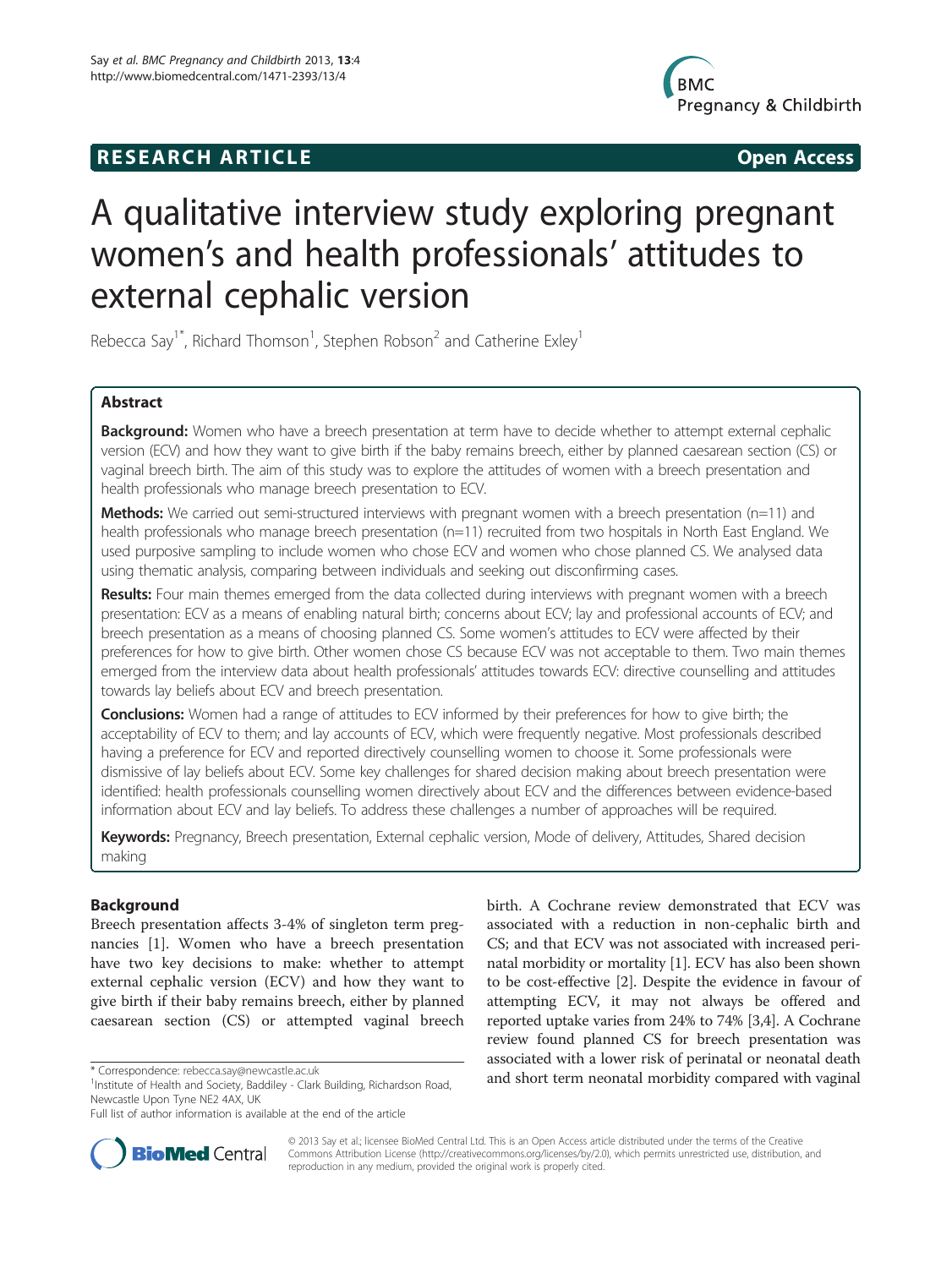# RESEARCH ARTICLE

**Open Access**

# A qualitative interview study exploring pregnant women's and health professionals' attitudes to external cephalic version

Rebecca Say[1*], Richard Thomson[1], Stephen Robson[2] and Catherine Exley[1]

## Abstract

**Background:** Women who have a breech presentation at term have to decide whether to attempt external cephalic version (ECV) and how they want to give birth if the baby remains breech, either by planned caesarean section (CS) or vaginal breech birth. The aim of this study was to explore the attitudes of women with a breech presentation and health professionals who manage breech presentation to ECV.

**Methods:** We carried out semi-structured interviews with pregnant women with a breech presentation (n=11) and health professionals who manage breech presentation (n=11) recruited from two hospitals in North East England. We used purposive sampling to include women who chose ECV and women who chose planned CS. We analysed data using thematic analysis, comparing between individuals and seeking out disconfirming cases.

**Results:** Four main themes emerged from the data collected during interviews with pregnant women with a breech presentation: ECV as a means of enabling natural birth; concerns about ECV; lay and professional accounts of ECV; and breech presentation as a means of choosing planned CS. Some women's attitudes to ECV were affected by their preferences for how to give birth. Other women chose CS because ECV was not acceptable to them. Two main themes emerged from the interview data about health professionals' attitudes towards ECV: directive counselling and attitudes towards lay beliefs about ECV and breech presentation.

**Conclusions:** Women had a range of attitudes to ECV informed by their preferences for how to give birth; the acceptability of ECV to them; and lay accounts of ECV, which were frequently negative. Most professionals described having a preference for ECV and reported directively counselling women to choose it. Some professionals were dismissive of lay beliefs about ECV. Some key challenges for shared decision making about breech presentation were identified: health professionals counselling women directively about ECV and the differences between evidence-based information about ECV and lay beliefs. To address these challenges a number of approaches will be required.

**Keywords:** Pregnancy, Breech presentation, External cephalic version, Mode of delivery, Attitudes, Shared decision making

## Background

Breech presentation affects 3-4% of singleton term pregnancies [1]. Women who have a breech presentation have two key decisions to make: whether to attempt external cephalic version (ECV) and how they want to give birth if their baby remains breech, either by planned caesarean section (CS) or attempted vaginal breech birth. A Cochrane review demonstrated that ECV was associated with a reduction in non-cephalic birth and CS; and that ECV was not associated with increased perinatal morbidity or mortality [1]. ECV has also been shown to be cost-effective [2]. Despite the evidence in favour of attempting ECV, it may not always be offered and reported uptake varies from 24% to 74% [3,4]. A Cochrane review found planned CS for breech presentation was associated with a lower risk of perinatal or neonatal death and short term neonatal morbidity compared with vaginal

\* Correspondence: rebecca.say@newcastle.ac.uk
[1]Institute of Health and Society, Baddiley - Clark Building, Richardson Road, Newcastle Upon Tyne NE2 4AX, UK
Full list of author information is available at the end of the article

© 2013 Say et al.; licensee BioMed Central Ltd. This is an Open Access article distributed under the terms of the Creative Commons Attribution License (http://creativecommons.org/licenses/by/2.0), which permits unrestricted use, distribution, and reproduction in any medium, provided the original work is properly cited.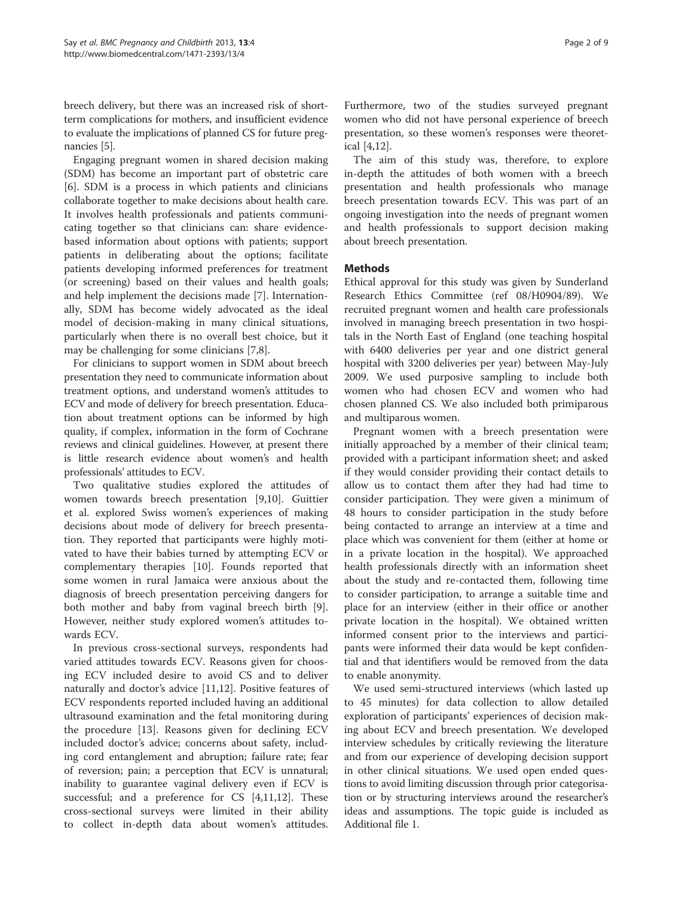breech delivery, but there was an increased risk of short-term complications for mothers, and insufficient evidence to evaluate the implications of planned CS for future pregnancies [5].

Engaging pregnant women in shared decision making (SDM) has become an important part of obstetric care [6]. SDM is a process in which patients and clinicians collaborate together to make decisions about health care. It involves health professionals and patients communicating together so that clinicians can: share evidence-based information about options with patients; support patients in deliberating about the options; facilitate patients developing informed preferences for treatment (or screening) based on their values and health goals; and help implement the decisions made [7]. Internationally, SDM has become widely advocated as the ideal model of decision-making in many clinical situations, particularly when there is no overall best choice, but it may be challenging for some clinicians [7,8].

For clinicians to support women in SDM about breech presentation they need to communicate information about treatment options, and understand women's attitudes to ECV and mode of delivery for breech presentation. Education about treatment options can be informed by high quality, if complex, information in the form of Cochrane reviews and clinical guidelines. However, at present there is little research evidence about women's and health professionals' attitudes to ECV.

Two qualitative studies explored the attitudes of women towards breech presentation [9,10]. Guittier et al. explored Swiss women's experiences of making decisions about mode of delivery for breech presentation. They reported that participants were highly motivated to have their babies turned by attempting ECV or complementary therapies [10]. Founds reported that some women in rural Jamaica were anxious about the diagnosis of breech presentation perceiving dangers for both mother and baby from vaginal breech birth [9]. However, neither study explored women's attitudes towards ECV.

In previous cross-sectional surveys, respondents had varied attitudes towards ECV. Reasons given for choosing ECV included desire to avoid CS and to deliver naturally and doctor's advice [11,12]. Positive features of ECV respondents reported included having an additional ultrasound examination and the fetal monitoring during the procedure [13]. Reasons given for declining ECV included doctor's advice; concerns about safety, including cord entanglement and abruption; failure rate; fear of reversion; pain; a perception that ECV is unnatural; inability to guarantee vaginal delivery even if ECV is successful; and a preference for CS [4,11,12]. These cross-sectional surveys were limited in their ability to collect in-depth data about women's attitudes. Furthermore, two of the studies surveyed pregnant women who did not have personal experience of breech presentation, so these women's responses were theoretical [4,12].

The aim of this study was, therefore, to explore in-depth the attitudes of both women with a breech presentation and health professionals who manage breech presentation towards ECV. This was part of an ongoing investigation into the needs of pregnant women and health professionals to support decision making about breech presentation.

## Methods

Ethical approval for this study was given by Sunderland Research Ethics Committee (ref 08/H0904/89). We recruited pregnant women and health care professionals involved in managing breech presentation in two hospitals in the North East of England (one teaching hospital with 6400 deliveries per year and one district general hospital with 3200 deliveries per year) between May-July 2009. We used purposive sampling to include both women who had chosen ECV and women who had chosen planned CS. We also included both primiparous and multiparous women.

Pregnant women with a breech presentation were initially approached by a member of their clinical team; provided with a participant information sheet; and asked if they would consider providing their contact details to allow us to contact them after they had had time to consider participation. They were given a minimum of 48 hours to consider participation in the study before being contacted to arrange an interview at a time and place which was convenient for them (either at home or in a private location in the hospital). We approached health professionals directly with an information sheet about the study and re-contacted them, following time to consider participation, to arrange a suitable time and place for an interview (either in their office or another private location in the hospital). We obtained written informed consent prior to the interviews and participants were informed their data would be kept confidential and that identifiers would be removed from the data to enable anonymity.

We used semi-structured interviews (which lasted up to 45 minutes) for data collection to allow detailed exploration of participants' experiences of decision making about ECV and breech presentation. We developed interview schedules by critically reviewing the literature and from our experience of developing decision support in other clinical situations. We used open ended questions to avoid limiting discussion through prior categorisation or by structuring interviews around the researcher's ideas and assumptions. The topic guide is included as Additional file 1.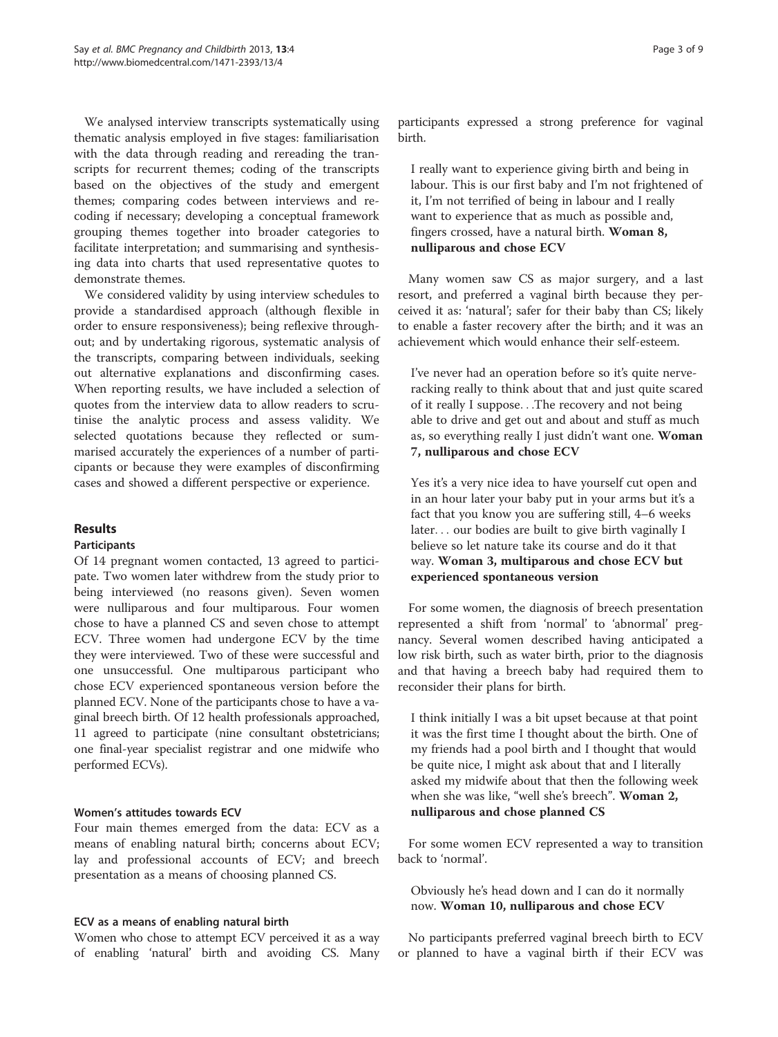We analysed interview transcripts systematically using thematic analysis employed in five stages: familiarisation with the data through reading and rereading the transcripts for recurrent themes; coding of the transcripts based on the objectives of the study and emergent themes; comparing codes between interviews and recoding if necessary; developing a conceptual framework grouping themes together into broader categories to facilitate interpretation; and summarising and synthesising data into charts that used representative quotes to demonstrate themes.

We considered validity by using interview schedules to provide a standardised approach (although flexible in order to ensure responsiveness); being reflexive throughout; and by undertaking rigorous, systematic analysis of the transcripts, comparing between individuals, seeking out alternative explanations and disconfirming cases. When reporting results, we have included a selection of quotes from the interview data to allow readers to scrutinise the analytic process and assess validity. We selected quotations because they reflected or summarised accurately the experiences of a number of participants or because they were examples of disconfirming cases and showed a different perspective or experience.

## Results

### Participants

Of 14 pregnant women contacted, 13 agreed to participate. Two women later withdrew from the study prior to being interviewed (no reasons given). Seven women were nulliparous and four multiparous. Four women chose to have a planned CS and seven chose to attempt ECV. Three women had undergone ECV by the time they were interviewed. Two of these were successful and one unsuccessful. One multiparous participant who chose ECV experienced spontaneous version before the planned ECV. None of the participants chose to have a vaginal breech birth. Of 12 health professionals approached, 11 agreed to participate (nine consultant obstetricians; one final-year specialist registrar and one midwife who performed ECVs).

### Women's attitudes towards ECV

Four main themes emerged from the data: ECV as a means of enabling natural birth; concerns about ECV; lay and professional accounts of ECV; and breech presentation as a means of choosing planned CS.

### ECV as a means of enabling natural birth

Women who chose to attempt ECV perceived it as a way of enabling 'natural' birth and avoiding CS. Many participants expressed a strong preference for vaginal birth.

> I really want to experience giving birth and being in labour. This is our first baby and I'm not frightened of it, I'm not terrified of being in labour and I really want to experience that as much as possible and, fingers crossed, have a natural birth. **Woman 8, nulliparous and chose ECV**

Many women saw CS as major surgery, and a last resort, and preferred a vaginal birth because they perceived it as: 'natural'; safer for their baby than CS; likely to enable a faster recovery after the birth; and it was an achievement which would enhance their self-esteem.

> I've never had an operation before so it's quite nerve-racking really to think about that and just quite scared of it really I suppose…The recovery and not being able to drive and get out and about and stuff as much as, so everything really I just didn't want one. **Woman 7, nulliparous and chose ECV**

> Yes it's a very nice idea to have yourself cut open and in an hour later your baby put in your arms but it's a fact that you know you are suffering still, 4–6 weeks later… our bodies are built to give birth vaginally I believe so let nature take its course and do it that way. **Woman 3, multiparous and chose ECV but experienced spontaneous version**

For some women, the diagnosis of breech presentation represented a shift from 'normal' to 'abnormal' pregnancy. Several women described having anticipated a low risk birth, such as water birth, prior to the diagnosis and that having a breech baby had required them to reconsider their plans for birth.

> I think initially I was a bit upset because at that point it was the first time I thought about the birth. One of my friends had a pool birth and I thought that would be quite nice, I might ask about that and I literally asked my midwife about that then the following week when she was like, "well she's breech". **Woman 2, nulliparous and chose planned CS**

For some women ECV represented a way to transition back to 'normal'.

> Obviously he's head down and I can do it normally now. **Woman 10, nulliparous and chose ECV**

No participants preferred vaginal breech birth to ECV or planned to have a vaginal birth if their ECV was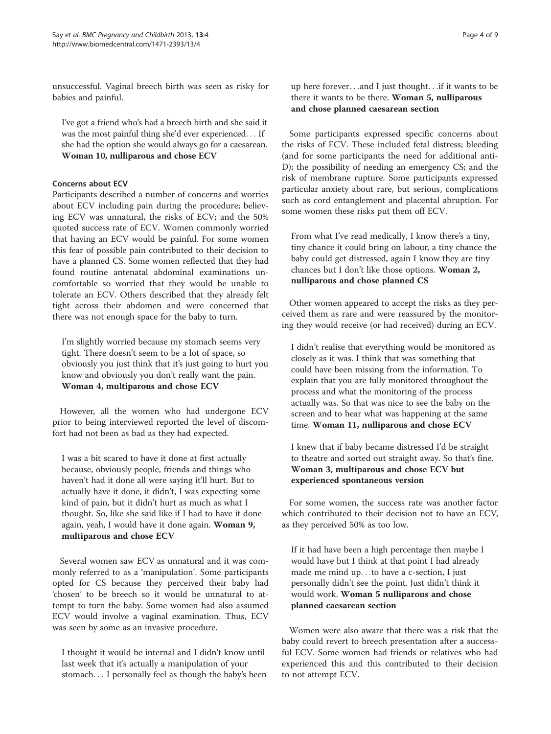unsuccessful. Vaginal breech birth was seen as risky for babies and painful.

> I've got a friend who's had a breech birth and she said it was the most painful thing she'd ever experienced… If she had the option she would always go for a caesarean. **Woman 10, nulliparous and chose ECV**

#### Concerns about ECV

Participants described a number of concerns and worries about ECV including pain during the procedure; believing ECV was unnatural, the risks of ECV; and the 50% quoted success rate of ECV. Women commonly worried that having an ECV would be painful. For some women this fear of possible pain contributed to their decision to have a planned CS. Some women reflected that they had found routine antenatal abdominal examinations uncomfortable so worried that they would be unable to tolerate an ECV. Others described that they already felt tight across their abdomen and were concerned that there was not enough space for the baby to turn.

> I'm slightly worried because my stomach seems very tight. There doesn't seem to be a lot of space, so obviously you just think that it's just going to hurt you know and obviously you don't really want the pain. **Woman 4, multiparous and chose ECV**

However, all the women who had undergone ECV prior to being interviewed reported the level of discomfort had not been as bad as they had expected.

> I was a bit scared to have it done at first actually because, obviously people, friends and things who haven't had it done all were saying it'll hurt. But to actually have it done, it didn't, I was expecting some kind of pain, but it didn't hurt as much as what I thought. So, like she said like if I had to have it done again, yeah, I would have it done again. **Woman 9, multiparous and chose ECV**

Several women saw ECV as unnatural and it was commonly referred to as a 'manipulation'. Some participants opted for CS because they perceived their baby had 'chosen' to be breech so it would be unnatural to attempt to turn the baby. Some women had also assumed ECV would involve a vaginal examination. Thus, ECV was seen by some as an invasive procedure.

> I thought it would be internal and I didn't know until last week that it's actually a manipulation of your stomach… I personally feel as though the baby's been up here forever…and I just thought…if it wants to be there it wants to be there. **Woman 5, nulliparous and chose planned caesarean section**

Some participants expressed specific concerns about the risks of ECV. These included fetal distress; bleeding (and for some participants the need for additional anti-D); the possibility of needing an emergency CS; and the risk of membrane rupture. Some participants expressed particular anxiety about rare, but serious, complications such as cord entanglement and placental abruption. For some women these risks put them off ECV.

> From what I've read medically, I know there's a tiny, tiny chance it could bring on labour, a tiny chance the baby could get distressed, again I know they are tiny chances but I don't like those options. **Woman 2, nulliparous and chose planned CS**

Other women appeared to accept the risks as they perceived them as rare and were reassured by the monitoring they would receive (or had received) during an ECV.

> I didn't realise that everything would be monitored as closely as it was. I think that was something that could have been missing from the information. To explain that you are fully monitored throughout the process and what the monitoring of the process actually was. So that was nice to see the baby on the screen and to hear what was happening at the same time. **Woman 11, nulliparous and chose ECV**

> I knew that if baby became distressed I'd be straight to theatre and sorted out straight away. So that's fine. **Woman 3, multiparous and chose ECV but experienced spontaneous version**

For some women, the success rate was another factor which contributed to their decision not to have an ECV, as they perceived 50% as too low.

> If it had have been a high percentage then maybe I would have but I think at that point I had already made me mind up…to have a c-section, I just personally didn't see the point. Just didn't think it would work. **Woman 5 nulliparous and chose planned caesarean section**

Women were also aware that there was a risk that the baby could revert to breech presentation after a successful ECV. Some women had friends or relatives who had experienced this and this contributed to their decision to not attempt ECV.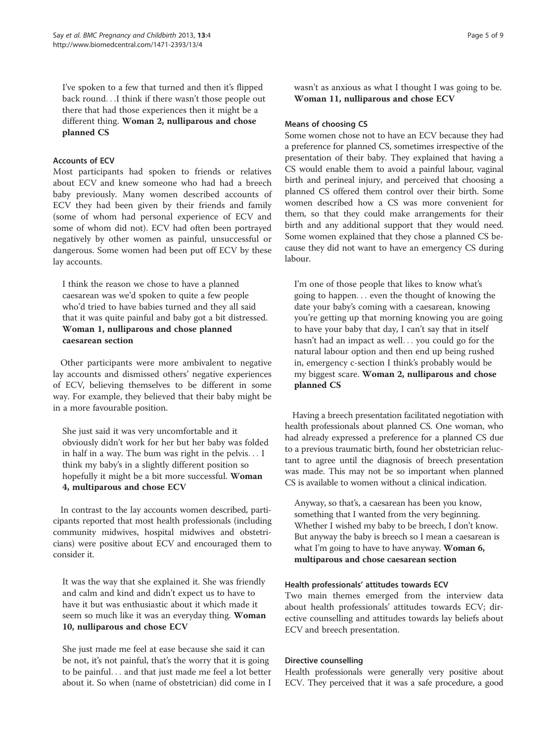I've spoken to a few that turned and then it's flipped back round…I think if there wasn't those people out there that had those experiences then it might be a different thing. **Woman 2, nulliparous and chose planned CS**

#### Accounts of ECV

Most participants had spoken to friends or relatives about ECV and knew someone who had had a breech baby previously. Many women described accounts of ECV they had been given by their friends and family (some of whom had personal experience of ECV and some of whom did not). ECV had often been portrayed negatively by other women as painful, unsuccessful or dangerous. Some women had been put off ECV by these lay accounts.

I think the reason we chose to have a planned caesarean was we'd spoken to quite a few people who'd tried to have babies turned and they all said that it was quite painful and baby got a bit distressed. **Woman 1, nulliparous and chose planned caesarean section**

Other participants were more ambivalent to negative lay accounts and dismissed others' negative experiences of ECV, believing themselves to be different in some way. For example, they believed that their baby might be in a more favourable position.

She just said it was very uncomfortable and it obviously didn't work for her but her baby was folded in half in a way. The bum was right in the pelvis… I think my baby's in a slightly different position so hopefully it might be a bit more successful. **Woman 4, multiparous and chose ECV**

In contrast to the lay accounts women described, participants reported that most health professionals (including community midwives, hospital midwives and obstetricians) were positive about ECV and encouraged them to consider it.

It was the way that she explained it. She was friendly and calm and kind and didn't expect us to have to have it but was enthusiastic about it which made it seem so much like it was an everyday thing. **Woman 10, nulliparous and chose ECV**

She just made me feel at ease because she said it can be not, it's not painful, that's the worry that it is going to be painful… and that just made me feel a lot better about it. So when (name of obstetrician) did come in I wasn't as anxious as what I thought I was going to be. **Woman 11, nulliparous and chose ECV**

#### Means of choosing CS

Some women chose not to have an ECV because they had a preference for planned CS, sometimes irrespective of the presentation of their baby. They explained that having a CS would enable them to avoid a painful labour, vaginal birth and perineal injury, and perceived that choosing a planned CS offered them control over their birth. Some women described how a CS was more convenient for them, so that they could make arrangements for their birth and any additional support that they would need. Some women explained that they chose a planned CS because they did not want to have an emergency CS during labour.

I'm one of those people that likes to know what's going to happen… even the thought of knowing the date your baby's coming with a caesarean, knowing you're getting up that morning knowing you are going to have your baby that day, I can't say that in itself hasn't had an impact as well… you could go for the natural labour option and then end up being rushed in, emergency c-section I think's probably would be my biggest scare. **Woman 2, nulliparous and chose planned CS**

Having a breech presentation facilitated negotiation with health professionals about planned CS. One woman, who had already expressed a preference for a planned CS due to a previous traumatic birth, found her obstetrician reluctant to agree until the diagnosis of breech presentation was made. This may not be so important when planned CS is available to women without a clinical indication.

Anyway, so that's, a caesarean has been you know, something that I wanted from the very beginning. Whether I wished my baby to be breech, I don't know. But anyway the baby is breech so I mean a caesarean is what I'm going to have to have anyway. **Woman 6, multiparous and chose caesarean section**

#### Health professionals' attitudes towards ECV

Two main themes emerged from the interview data about health professionals' attitudes towards ECV; directive counselling and attitudes towards lay beliefs about ECV and breech presentation.

#### Directive counselling

Health professionals were generally very positive about ECV. They perceived that it was a safe procedure, a good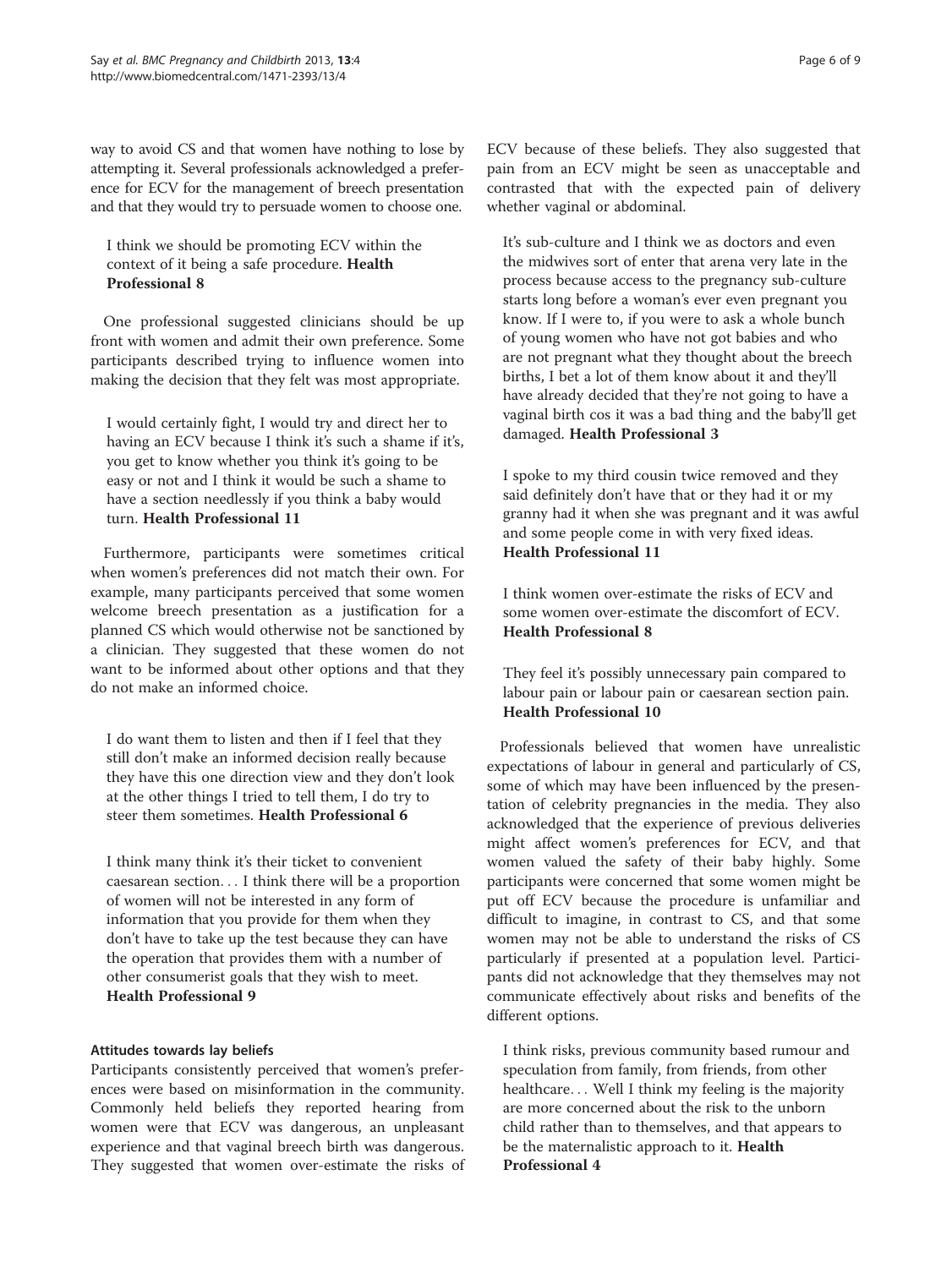way to avoid CS and that women have nothing to lose by attempting it. Several professionals acknowledged a preference for ECV for the management of breech presentation and that they would try to persuade women to choose one.

> I think we should be promoting ECV within the context of it being a safe procedure. **Health Professional 8**

One professional suggested clinicians should be up front with women and admit their own preference. Some participants described trying to influence women into making the decision that they felt was most appropriate.

> I would certainly fight, I would try and direct her to having an ECV because I think it's such a shame if it's, you get to know whether you think it's going to be easy or not and I think it would be such a shame to have a section needlessly if you think a baby would turn. **Health Professional 11**

Furthermore, participants were sometimes critical when women's preferences did not match their own. For example, many participants perceived that some women welcome breech presentation as a justification for a planned CS which would otherwise not be sanctioned by a clinician. They suggested that these women do not want to be informed about other options and that they do not make an informed choice.

> I do want them to listen and then if I feel that they still don't make an informed decision really because they have this one direction view and they don't look at the other things I tried to tell them, I do try to steer them sometimes. **Health Professional 6**

> I think many think it's their ticket to convenient caesarean section… I think there will be a proportion of women will not be interested in any form of information that you provide for them when they don't have to take up the test because they can have the operation that provides them with a number of other consumerist goals that they wish to meet. **Health Professional 9**

#### Attitudes towards lay beliefs

Participants consistently perceived that women's preferences were based on misinformation in the community. Commonly held beliefs they reported hearing from women were that ECV was dangerous, an unpleasant experience and that vaginal breech birth was dangerous. They suggested that women over-estimate the risks of ECV because of these beliefs. They also suggested that pain from an ECV might be seen as unacceptable and contrasted that with the expected pain of delivery whether vaginal or abdominal.

> It's sub-culture and I think we as doctors and even the midwives sort of enter that arena very late in the process because access to the pregnancy sub-culture starts long before a woman's ever even pregnant you know. If I were to, if you were to ask a whole bunch of young women who have not got babies and who are not pregnant what they thought about the breech births, I bet a lot of them know about it and they'll have already decided that they're not going to have a vaginal birth cos it was a bad thing and the baby'll get damaged. **Health Professional 3**

> I spoke to my third cousin twice removed and they said definitely don't have that or they had it or my granny had it when she was pregnant and it was awful and some people come in with very fixed ideas. **Health Professional 11**

> I think women over-estimate the risks of ECV and some women over-estimate the discomfort of ECV. **Health Professional 8**

> They feel it's possibly unnecessary pain compared to labour pain or labour pain or caesarean section pain. **Health Professional 10**

Professionals believed that women have unrealistic expectations of labour in general and particularly of CS, some of which may have been influenced by the presentation of celebrity pregnancies in the media. They also acknowledged that the experience of previous deliveries might affect women's preferences for ECV, and that women valued the safety of their baby highly. Some participants were concerned that some women might be put off ECV because the procedure is unfamiliar and difficult to imagine, in contrast to CS, and that some women may not be able to understand the risks of CS particularly if presented at a population level. Participants did not acknowledge that they themselves may not communicate effectively about risks and benefits of the different options.

> I think risks, previous community based rumour and speculation from family, from friends, from other healthcare… Well I think my feeling is the majority are more concerned about the risk to the unborn child rather than to themselves, and that appears to be the maternalistic approach to it. **Health Professional 4**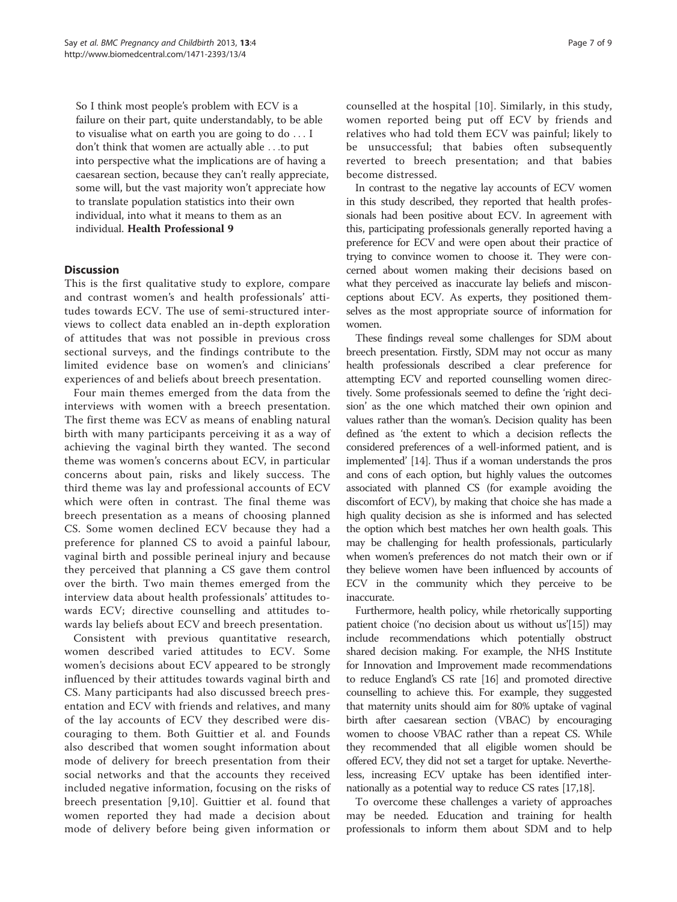So I think most people's problem with ECV is a failure on their part, quite understandably, to be able to visualise what on earth you are going to do . . . I don't think that women are actually able . . .to put into perspective what the implications are of having a caesarean section, because they can't really appreciate, some will, but the vast majority won't appreciate how to translate population statistics into their own individual, into what it means to them as an individual. **Health Professional 9**

## Discussion

This is the first qualitative study to explore, compare and contrast women's and health professionals' attitudes towards ECV. The use of semi-structured interviews to collect data enabled an in-depth exploration of attitudes that was not possible in previous cross sectional surveys, and the findings contribute to the limited evidence base on women's and clinicians' experiences of and beliefs about breech presentation.

Four main themes emerged from the data from the interviews with women with a breech presentation. The first theme was ECV as means of enabling natural birth with many participants perceiving it as a way of achieving the vaginal birth they wanted. The second theme was women's concerns about ECV, in particular concerns about pain, risks and likely success. The third theme was lay and professional accounts of ECV which were often in contrast. The final theme was breech presentation as a means of choosing planned CS. Some women declined ECV because they had a preference for planned CS to avoid a painful labour, vaginal birth and possible perineal injury and because they perceived that planning a CS gave them control over the birth. Two main themes emerged from the interview data about health professionals' attitudes towards ECV; directive counselling and attitudes towards lay beliefs about ECV and breech presentation.

Consistent with previous quantitative research, women described varied attitudes to ECV. Some women's decisions about ECV appeared to be strongly influenced by their attitudes towards vaginal birth and CS. Many participants had also discussed breech presentation and ECV with friends and relatives, and many of the lay accounts of ECV they described were discouraging to them. Both Guittier et al. and Founds also described that women sought information about mode of delivery for breech presentation from their social networks and that the accounts they received included negative information, focusing on the risks of breech presentation [9,10]. Guittier et al. found that women reported they had made a decision about mode of delivery before being given information or counselled at the hospital [10]. Similarly, in this study, women reported being put off ECV by friends and relatives who had told them ECV was painful; likely to be unsuccessful; that babies often subsequently reverted to breech presentation; and that babies become distressed.

In contrast to the negative lay accounts of ECV women in this study described, they reported that health professionals had been positive about ECV. In agreement with this, participating professionals generally reported having a preference for ECV and were open about their practice of trying to convince women to choose it. They were concerned about women making their decisions based on what they perceived as inaccurate lay beliefs and misconceptions about ECV. As experts, they positioned themselves as the most appropriate source of information for women.

These findings reveal some challenges for SDM about breech presentation. Firstly, SDM may not occur as many health professionals described a clear preference for attempting ECV and reported counselling women directively. Some professionals seemed to define the 'right decision' as the one which matched their own opinion and values rather than the woman's. Decision quality has been defined as 'the extent to which a decision reflects the considered preferences of a well-informed patient, and is implemented' [14]. Thus if a woman understands the pros and cons of each option, but highly values the outcomes associated with planned CS (for example avoiding the discomfort of ECV), by making that choice she has made a high quality decision as she is informed and has selected the option which best matches her own health goals. This may be challenging for health professionals, particularly when women's preferences do not match their own or if they believe women have been influenced by accounts of ECV in the community which they perceive to be inaccurate.

Furthermore, health policy, while rhetorically supporting patient choice ('no decision about us without us'[15]) may include recommendations which potentially obstruct shared decision making. For example, the NHS Institute for Innovation and Improvement made recommendations to reduce England's CS rate [16] and promoted directive counselling to achieve this. For example, they suggested that maternity units should aim for 80% uptake of vaginal birth after caesarean section (VBAC) by encouraging women to choose VBAC rather than a repeat CS. While they recommended that all eligible women should be offered ECV, they did not set a target for uptake. Nevertheless, increasing ECV uptake has been identified internationally as a potential way to reduce CS rates [17,18].

To overcome these challenges a variety of approaches may be needed. Education and training for health professionals to inform them about SDM and to help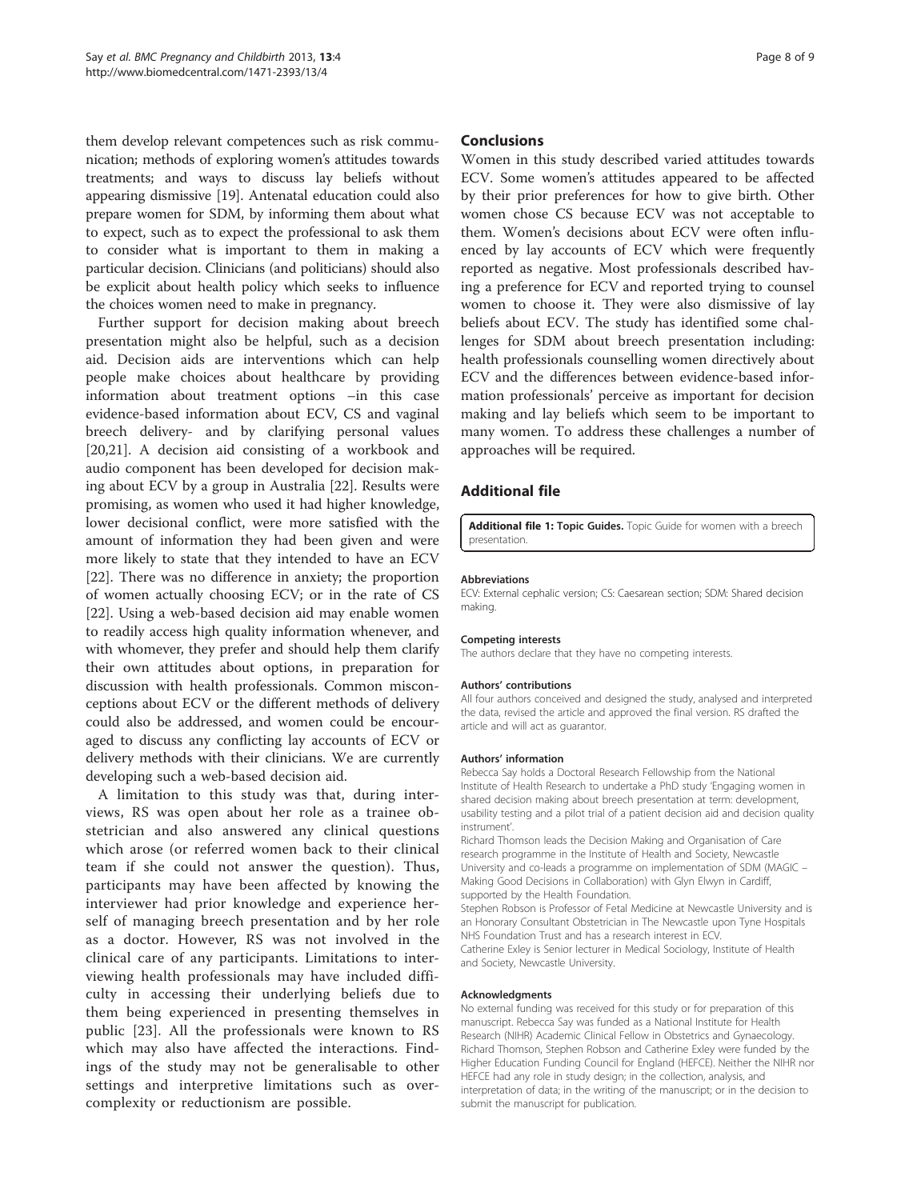them develop relevant competences such as risk communication; methods of exploring women's attitudes towards treatments; and ways to discuss lay beliefs without appearing dismissive [19]. Antenatal education could also prepare women for SDM, by informing them about what to expect, such as to expect the professional to ask them to consider what is important to them in making a particular decision. Clinicians (and politicians) should also be explicit about health policy which seeks to influence the choices women need to make in pregnancy.

Further support for decision making about breech presentation might also be helpful, such as a decision aid. Decision aids are interventions which can help people make choices about healthcare by providing information about treatment options –in this case evidence-based information about ECV, CS and vaginal breech delivery- and by clarifying personal values [20,21]. A decision aid consisting of a workbook and audio component has been developed for decision making about ECV by a group in Australia [22]. Results were promising, as women who used it had higher knowledge, lower decisional conflict, were more satisfied with the amount of information they had been given and were more likely to state that they intended to have an ECV [22]. There was no difference in anxiety; the proportion of women actually choosing ECV; or in the rate of CS [22]. Using a web-based decision aid may enable women to readily access high quality information whenever, and with whomever, they prefer and should help them clarify their own attitudes about options, in preparation for discussion with health professionals. Common misconceptions about ECV or the different methods of delivery could also be addressed, and women could be encouraged to discuss any conflicting lay accounts of ECV or delivery methods with their clinicians. We are currently developing such a web-based decision aid.

A limitation to this study was that, during interviews, RS was open about her role as a trainee obstetrician and also answered any clinical questions which arose (or referred women back to their clinical team if she could not answer the question). Thus, participants may have been affected by knowing the interviewer had prior knowledge and experience herself of managing breech presentation and by her role as a doctor. However, RS was not involved in the clinical care of any participants. Limitations to interviewing health professionals may have included difficulty in accessing their underlying beliefs due to them being experienced in presenting themselves in public [23]. All the professionals were known to RS which may also have affected the interactions. Findings of the study may not be generalisable to other settings and interpretive limitations such as overcomplexity or reductionism are possible.

## Conclusions

Women in this study described varied attitudes towards ECV. Some women's attitudes appeared to be affected by their prior preferences for how to give birth. Other women chose CS because ECV was not acceptable to them. Women's decisions about ECV were often influenced by lay accounts of ECV which were frequently reported as negative. Most professionals described having a preference for ECV and reported trying to counsel women to choose it. They were also dismissive of lay beliefs about ECV. The study has identified some challenges for SDM about breech presentation including: health professionals counselling women directively about ECV and the differences between evidence-based information professionals' perceive as important for decision making and lay beliefs which seem to be important to many women. To address these challenges a number of approaches will be required.

## Additional file

**Additional file 1: Topic Guides.** Topic Guide for women with a breech presentation.

#### Abbreviations

ECV: External cephalic version; CS: Caesarean section; SDM: Shared decision making.

#### Competing interests

The authors declare that they have no competing interests.

#### Authors' contributions

All four authors conceived and designed the study, analysed and interpreted the data, revised the article and approved the final version. RS drafted the article and will act as guarantor.

#### Authors' information

Rebecca Say holds a Doctoral Research Fellowship from the National Institute of Health Research to undertake a PhD study 'Engaging women in shared decision making about breech presentation at term: development, usability testing and a pilot trial of a patient decision aid and decision quality instrument'.

Richard Thomson leads the Decision Making and Organisation of Care research programme in the Institute of Health and Society, Newcastle University and co-leads a programme on implementation of SDM (MAGIC – Making Good Decisions in Collaboration) with Glyn Elwyn in Cardiff, supported by the Health Foundation.

Stephen Robson is Professor of Fetal Medicine at Newcastle University and is an Honorary Consultant Obstetrician in The Newcastle upon Tyne Hospitals NHS Foundation Trust and has a research interest in ECV.

Catherine Exley is Senior lecturer in Medical Sociology, Institute of Health and Society, Newcastle University.

#### Acknowledgments

No external funding was received for this study or for preparation of this manuscript. Rebecca Say was funded as a National Institute for Health Research (NIHR) Academic Clinical Fellow in Obstetrics and Gynaecology. Richard Thomson, Stephen Robson and Catherine Exley were funded by the Higher Education Funding Council for England (HEFCE). Neither the NIHR nor HEFCE had any role in study design; in the collection, analysis, and interpretation of data; in the writing of the manuscript; or in the decision to submit the manuscript for publication.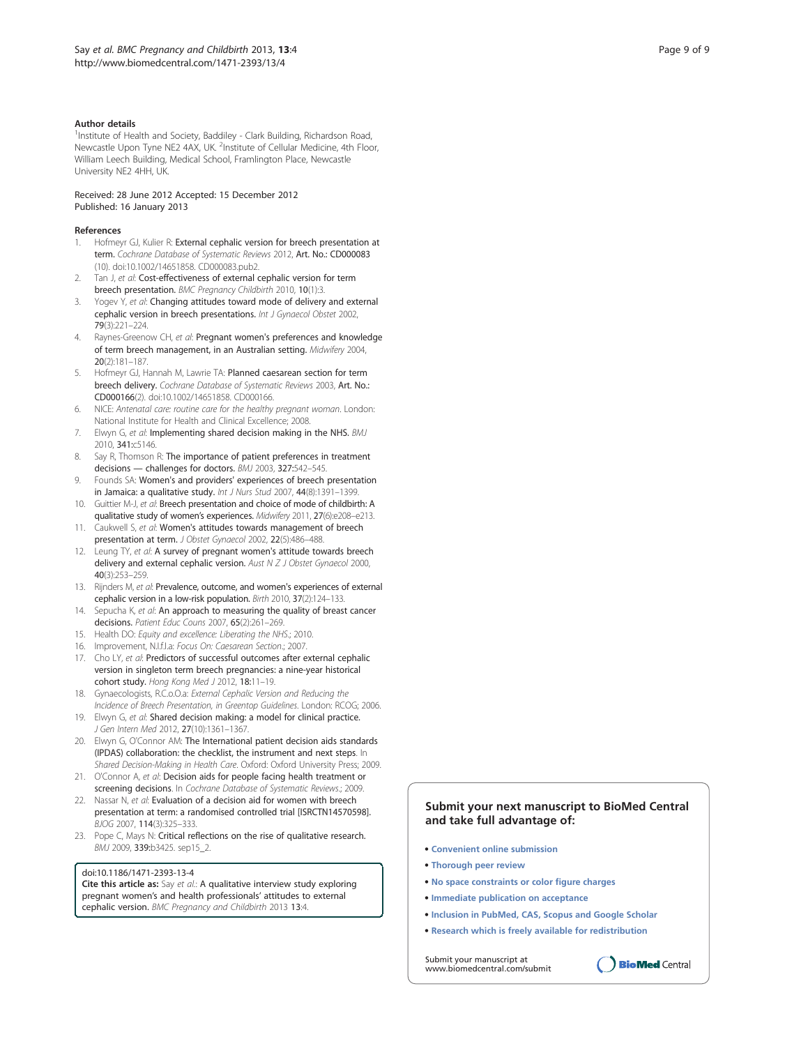### Author details

[1]Institute of Health and Society, Baddiley - Clark Building, Richardson Road, Newcastle Upon Tyne NE2 4AX, UK. [2]Institute of Cellular Medicine, 4th Floor, William Leech Building, Medical School, Framlington Place, Newcastle University NE2 4HH, UK.

Received: 28 June 2012 Accepted: 15 December 2012
Published: 16 January 2013

### References

1. Hofmeyr GJ, Kulier R: **External cephalic version for breech presentation at term.** *Cochrane Database of Systematic Reviews* 2012, **Art. No.: CD000083** (10). doi:10.1002/14651858. CD000083.pub2.
2. Tan J, *et al*: **Cost-effectiveness of external cephalic version for term breech presentation.** *BMC Pregnancy Childbirth* 2010, **10**(1):3.
3. Yogev Y, *et al*: **Changing attitudes toward mode of delivery and external cephalic version in breech presentations.** *Int J Gynaecol Obstet* 2002, **79**(3):221–224.
4. Raynes-Greenow CH, *et al*: **Pregnant women's preferences and knowledge of term breech management, in an Australian setting.** *Midwifery* 2004, **20**(2):181–187.
5. Hofmeyr GJ, Hannah M, Lawrie TA: **Planned caesarean section for term breech delivery.** *Cochrane Database of Systematic Reviews* 2003, **Art. No.: CD000166**(2). doi:10.1002/14651858. CD000166.
6. NICE: *Antenatal care: routine care for the healthy pregnant woman*. London: National Institute for Health and Clinical Excellence; 2008.
7. Elwyn G, *et al*: **Implementing shared decision making in the NHS.** *BMJ* 2010, **341**:c5146.
8. Say R, Thomson R: **The importance of patient preferences in treatment decisions — challenges for doctors.** *BMJ* 2003, **327**:542–545.
9. Founds SA: **Women's and providers' experiences of breech presentation in Jamaica: a qualitative study.** *Int J Nurs Stud* 2007, **44**(8):1391–1399.
10. Guittier M-J, *et al*: **Breech presentation and choice of mode of childbirth: A qualitative study of women's experiences.** *Midwifery* 2011, **27**(6):e208–e213.
11. Caukwell S, *et al*: **Women's attitudes towards management of breech presentation at term.** *J Obstet Gynaecol* 2002, **22**(5):486–488.
12. Leung TY, *et al*: **A survey of pregnant women's attitude towards breech delivery and external cephalic version.** *Aust N Z J Obstet Gynaecol* 2000, **40**(3):253–259.
13. Rijnders M, *et al*: **Prevalence, outcome, and women's experiences of external cephalic version in a low-risk population.** *Birth* 2010, **37**(2):124–133.
14. Sepucha K, *et al*: **An approach to measuring the quality of breast cancer decisions.** *Patient Educ Couns* 2007, **65**(2):261–269.
15. Health DO: *Equity and excellence: Liberating the NHS.*; 2010.
16. Improvement, N.I.f.I.a: *Focus On: Caesarean Section.*; 2007.
17. Cho LY, *et al*: **Predictors of successful outcomes after external cephalic version in singleton term breech pregnancies: a nine-year historical cohort study.** *Hong Kong Med J* 2012, **18**:11–19.
18. Gynaecologists, R.C.o.O.a: *External Cephalic Version and Reducing the Incidence of Breech Presentation, in Greentop Guidelines*. London: RCOG; 2006.
19. Elwyn G, *et al*: **Shared decision making: a model for clinical practice.** *J Gen Intern Med* 2012, **27**(10):1361–1367.
20. Elwyn G, O'Connor AM: **The International patient decision aids standards (IPDAS) collaboration: the checklist, the instrument and next steps.** In *Shared Decision-Making in Health Care*. Oxford: Oxford University Press; 2009.
21. O'Connor A, *et al*: **Decision aids for people facing health treatment or screening decisions.** In *Cochrane Database of Systematic Reviews.*; 2009.
22. Nassar N, *et al*: **Evaluation of a decision aid for women with breech presentation at term: a randomised controlled trial [ISRCTN14570598].** *BJOG* 2007, **114**(3):325–333.
23. Pope C, Mays N: **Critical reflections on the rise of qualitative research.** *BMJ* 2009, **339**:b3425. sep15_2.

doi:10.1186/1471-2393-13-4
**Cite this article as:** Say *et al.*: A qualitative interview study exploring pregnant women's and health professionals' attitudes to external cephalic version. *BMC Pregnancy and Childbirth* 2013 **13**:4.

**Submit your next manuscript to BioMed Central and take full advantage of:**

- Convenient online submission
- Thorough peer review
- No space constraints or color figure charges
- Immediate publication on acceptance
- Inclusion in PubMed, CAS, Scopus and Google Scholar
- Research which is freely available for redistribution

Submit your manuscript at
www.biomedcentral.com/submit

BioMed Central